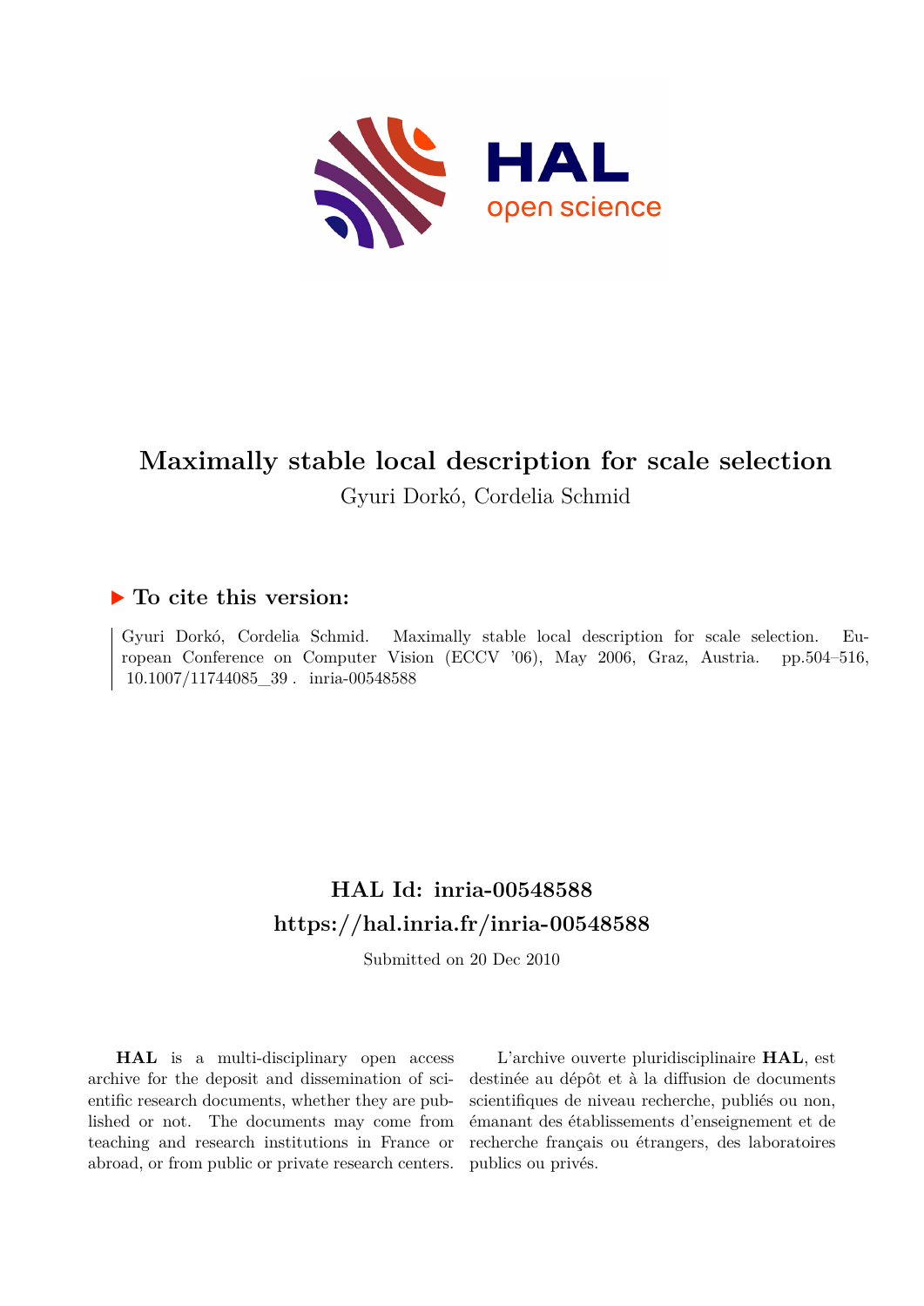# Maximally stable local description for scale selection

Gyuri Dorkó, Cordelia Schmid

## ▶ To cite this version:

Gyuri Dorkó, Cordelia Schmid. Maximally stable local description for scale selection. European Conference on Computer Vision (ECCV '06), May 2006, Graz, Austria. pp.504–516, 10.1007/11744085_39 . inria-00548588

## HAL Id: inria-00548588

## https://hal.inria.fr/inria-00548588

Submitted on 20 Dec 2010

**HAL** is a multi-disciplinary open access archive for the deposit and dissemination of scientific research documents, whether they are published or not. The documents may come from teaching and research institutions in France or abroad, or from public or private research centers.

L'archive ouverte pluridisciplinaire **HAL**, est destinée au dépôt et à la diffusion de documents scientifiques de niveau recherche, publiés ou non, émanant des établissements d'enseignement et de recherche français ou étrangers, des laboratoires publics ou privés.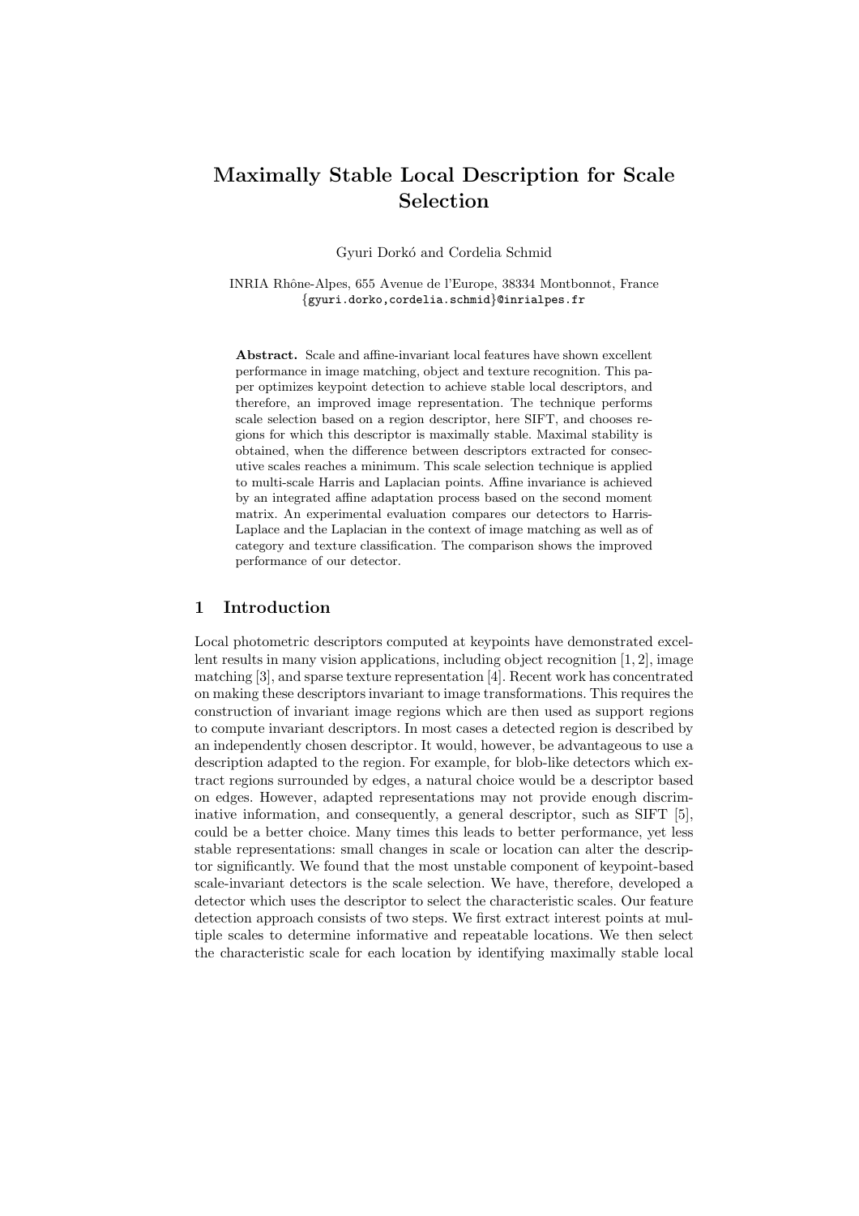# Maximally Stable Local Description for Scale Selection

Gyuri Dorkó and Cordelia Schmid

INRIA Rhône-Alpes, 655 Avenue de l'Europe, 38334 Montbonnot, France
{gyuri.dorko,cordelia.schmid}@inrialpes.fr

**Abstract.** Scale and affine-invariant local features have shown excellent performance in image matching, object and texture recognition. This paper optimizes keypoint detection to achieve stable local descriptors, and therefore, an improved image representation. The technique performs scale selection based on a region descriptor, here SIFT, and chooses regions for which this descriptor is maximally stable. Maximal stability is obtained, when the difference between descriptors extracted for consecutive scales reaches a minimum. This scale selection technique is applied to multi-scale Harris and Laplacian points. Affine invariance is achieved by an integrated affine adaptation process based on the second moment matrix. An experimental evaluation compares our detectors to Harris-Laplace and the Laplacian in the context of image matching as well as of category and texture classification. The comparison shows the improved performance of our detector.

## 1 Introduction

Local photometric descriptors computed at keypoints have demonstrated excellent results in many vision applications, including object recognition [1, 2], image matching [3], and sparse texture representation [4]. Recent work has concentrated on making these descriptors invariant to image transformations. This requires the construction of invariant image regions which are then used as support regions to compute invariant descriptors. In most cases a detected region is described by an independently chosen descriptor. It would, however, be advantageous to use a description adapted to the region. For example, for blob-like detectors which extract regions surrounded by edges, a natural choice would be a descriptor based on edges. However, adapted representations may not provide enough discriminative information, and consequently, a general descriptor, such as SIFT [5], could be a better choice. Many times this leads to better performance, yet less stable representations: small changes in scale or location can alter the descriptor significantly. We found that the most unstable component of keypoint-based scale-invariant detectors is the scale selection. We have, therefore, developed a detector which uses the descriptor to select the characteristic scales. Our feature detection approach consists of two steps. We first extract interest points at multiple scales to determine informative and repeatable locations. We then select the characteristic scale for each location by identifying maximally stable local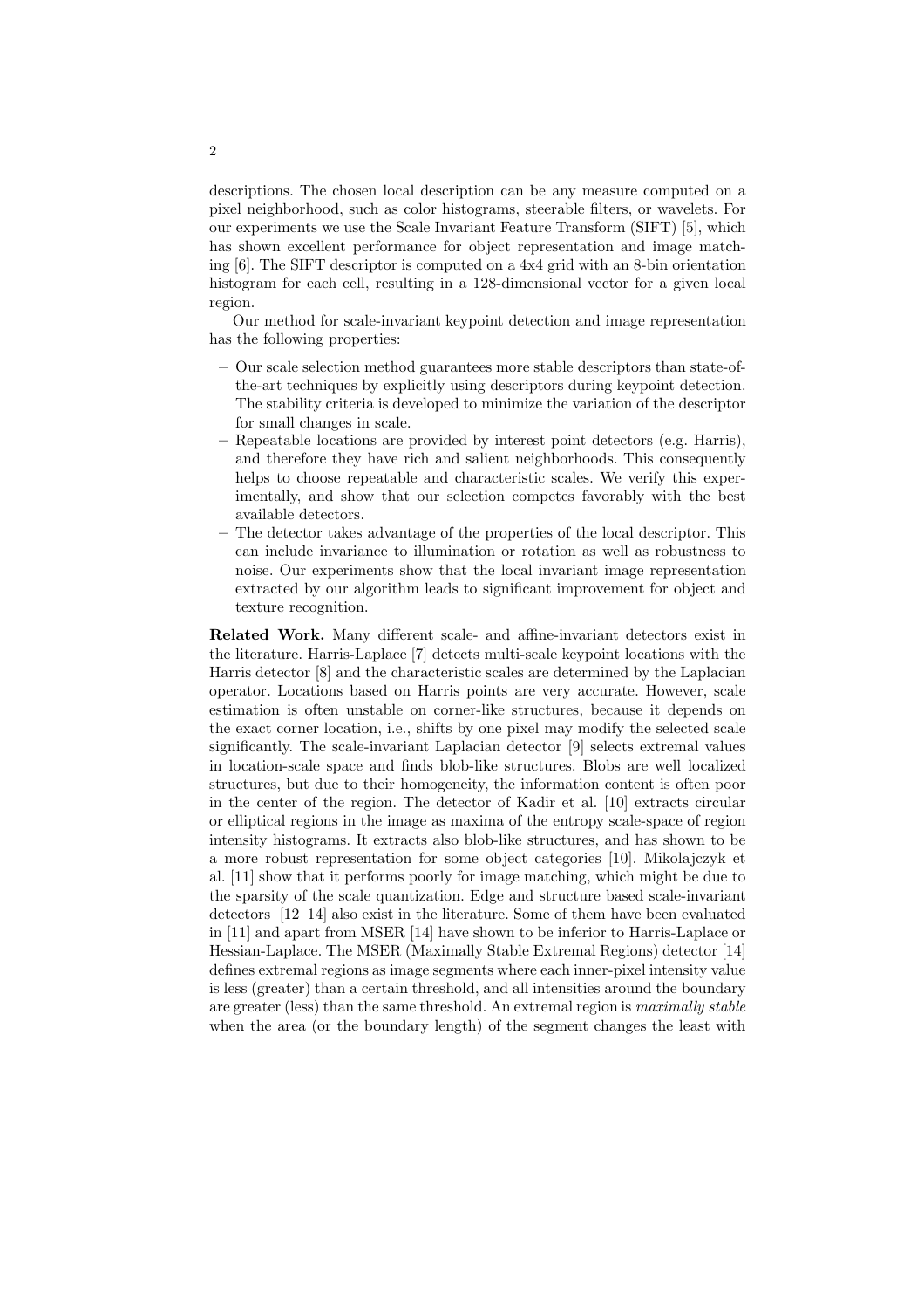descriptions. The chosen local description can be any measure computed on a pixel neighborhood, such as color histograms, steerable filters, or wavelets. For our experiments we use the Scale Invariant Feature Transform (SIFT) [5], which has shown excellent performance for object representation and image matching [6]. The SIFT descriptor is computed on a 4x4 grid with an 8-bin orientation histogram for each cell, resulting in a 128-dimensional vector for a given local region.

Our method for scale-invariant keypoint detection and image representation has the following properties:

- Our scale selection method guarantees more stable descriptors than state-of-the-art techniques by explicitly using descriptors during keypoint detection. The stability criteria is developed to minimize the variation of the descriptor for small changes in scale.
- Repeatable locations are provided by interest point detectors (e.g. Harris), and therefore they have rich and salient neighborhoods. This consequently helps to choose repeatable and characteristic scales. We verify this experimentally, and show that our selection competes favorably with the best available detectors.
- The detector takes advantage of the properties of the local descriptor. This can include invariance to illumination or rotation as well as robustness to noise. Our experiments show that the local invariant image representation extracted by our algorithm leads to significant improvement for object and texture recognition.

**Related Work.** Many different scale- and affine-invariant detectors exist in the literature. Harris-Laplace [7] detects multi-scale keypoint locations with the Harris detector [8] and the characteristic scales are determined by the Laplacian operator. Locations based on Harris points are very accurate. However, scale estimation is often unstable on corner-like structures, because it depends on the exact corner location, i.e., shifts by one pixel may modify the selected scale significantly. The scale-invariant Laplacian detector [9] selects extremal values in location-scale space and finds blob-like structures. Blobs are well localized structures, but due to their homogeneity, the information content is often poor in the center of the region. The detector of Kadir et al. [10] extracts circular or elliptical regions in the image as maxima of the entropy scale-space of region intensity histograms. It extracts also blob-like structures, and has shown to be a more robust representation for some object categories [10]. Mikolajczyk et al. [11] show that it performs poorly for image matching, which might be due to the sparsity of the scale quantization. Edge and structure based scale-invariant detectors [12–14] also exist in the literature. Some of them have been evaluated in [11] and apart from MSER [14] have shown to be inferior to Harris-Laplace or Hessian-Laplace. The MSER (Maximally Stable Extremal Regions) detector [14] defines extremal regions as image segments where each inner-pixel intensity value is less (greater) than a certain threshold, and all intensities around the boundary are greater (less) than the same threshold. An extremal region is *maximally stable* when the area (or the boundary length) of the segment changes the least with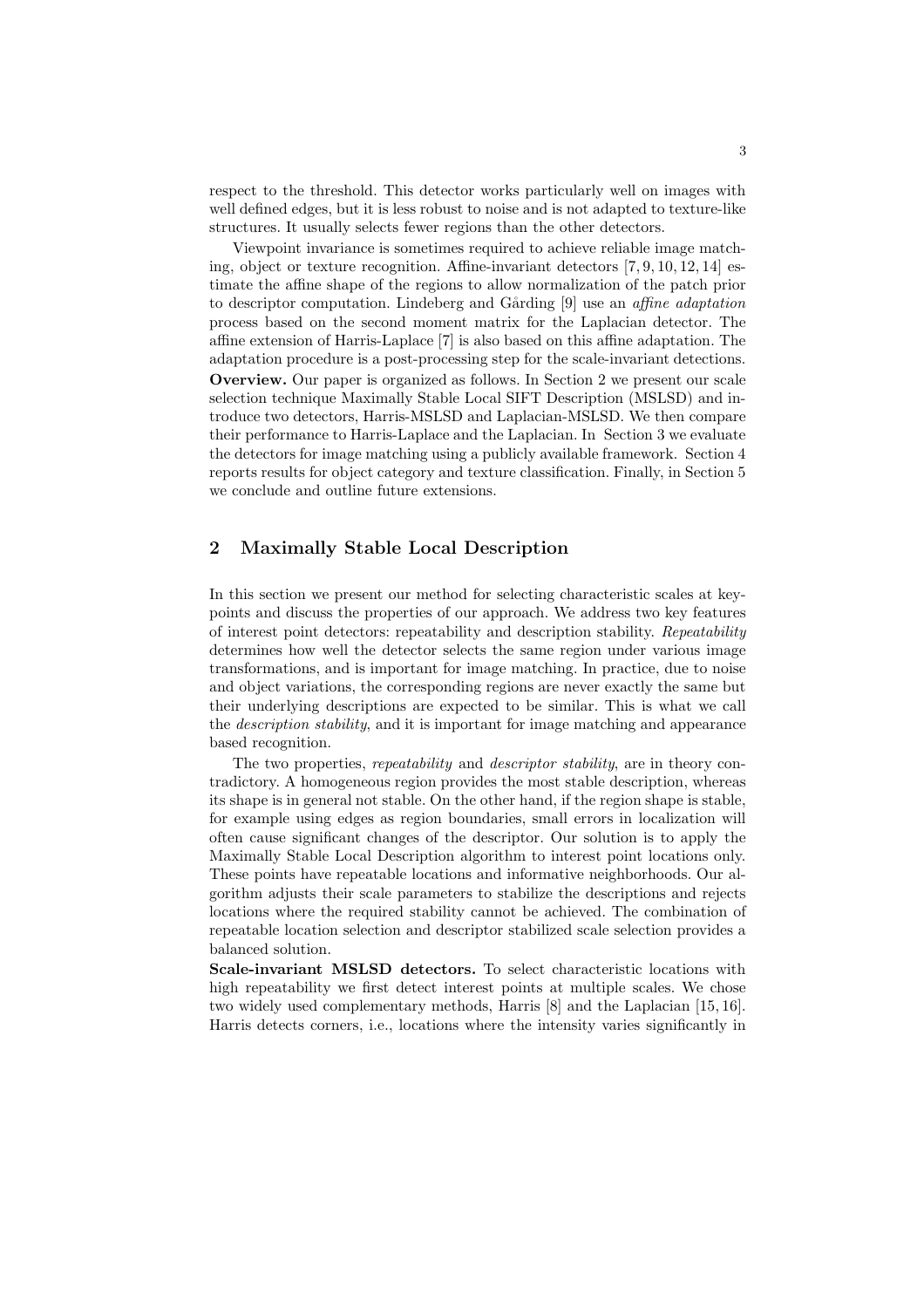respect to the threshold. This detector works particularly well on images with well defined edges, but it is less robust to noise and is not adapted to texture-like structures. It usually selects fewer regions than the other detectors.

Viewpoint invariance is sometimes required to achieve reliable image matching, object or texture recognition. Affine-invariant detectors [7, 9, 10, 12, 14] estimate the affine shape of the regions to allow normalization of the patch prior to descriptor computation. Lindeberg and Gårding [9] use an *affine adaptation* process based on the second moment matrix for the Laplacian detector. The affine extension of Harris-Laplace [7] is also based on this affine adaptation. The adaptation procedure is a post-processing step for the scale-invariant detections.

**Overview.** Our paper is organized as follows. In Section 2 we present our scale selection technique Maximally Stable Local SIFT Description (MSLSD) and introduce two detectors, Harris-MSLSD and Laplacian-MSLSD. We then compare their performance to Harris-Laplace and the Laplacian. In Section 3 we evaluate the detectors for image matching using a publicly available framework. Section 4 reports results for object category and texture classification. Finally, in Section 5 we conclude and outline future extensions.

## 2 Maximally Stable Local Description

In this section we present our method for selecting characteristic scales at keypoints and discuss the properties of our approach. We address two key features of interest point detectors: repeatability and description stability. *Repeatability* determines how well the detector selects the same region under various image transformations, and is important for image matching. In practice, due to noise and object variations, the corresponding regions are never exactly the same but their underlying descriptions are expected to be similar. This is what we call the *description stability*, and it is important for image matching and appearance based recognition.

The two properties, *repeatability* and *descriptor stability*, are in theory contradictory. A homogeneous region provides the most stable description, whereas its shape is in general not stable. On the other hand, if the region shape is stable, for example using edges as region boundaries, small errors in localization will often cause significant changes of the descriptor. Our solution is to apply the Maximally Stable Local Description algorithm to interest point locations only. These points have repeatable locations and informative neighborhoods. Our algorithm adjusts their scale parameters to stabilize the descriptions and rejects locations where the required stability cannot be achieved. The combination of repeatable location selection and descriptor stabilized scale selection provides a balanced solution.

**Scale-invariant MSLSD detectors.** To select characteristic locations with high repeatability we first detect interest points at multiple scales. We chose two widely used complementary methods, Harris [8] and the Laplacian [15, 16]. Harris detects corners, i.e., locations where the intensity varies significantly in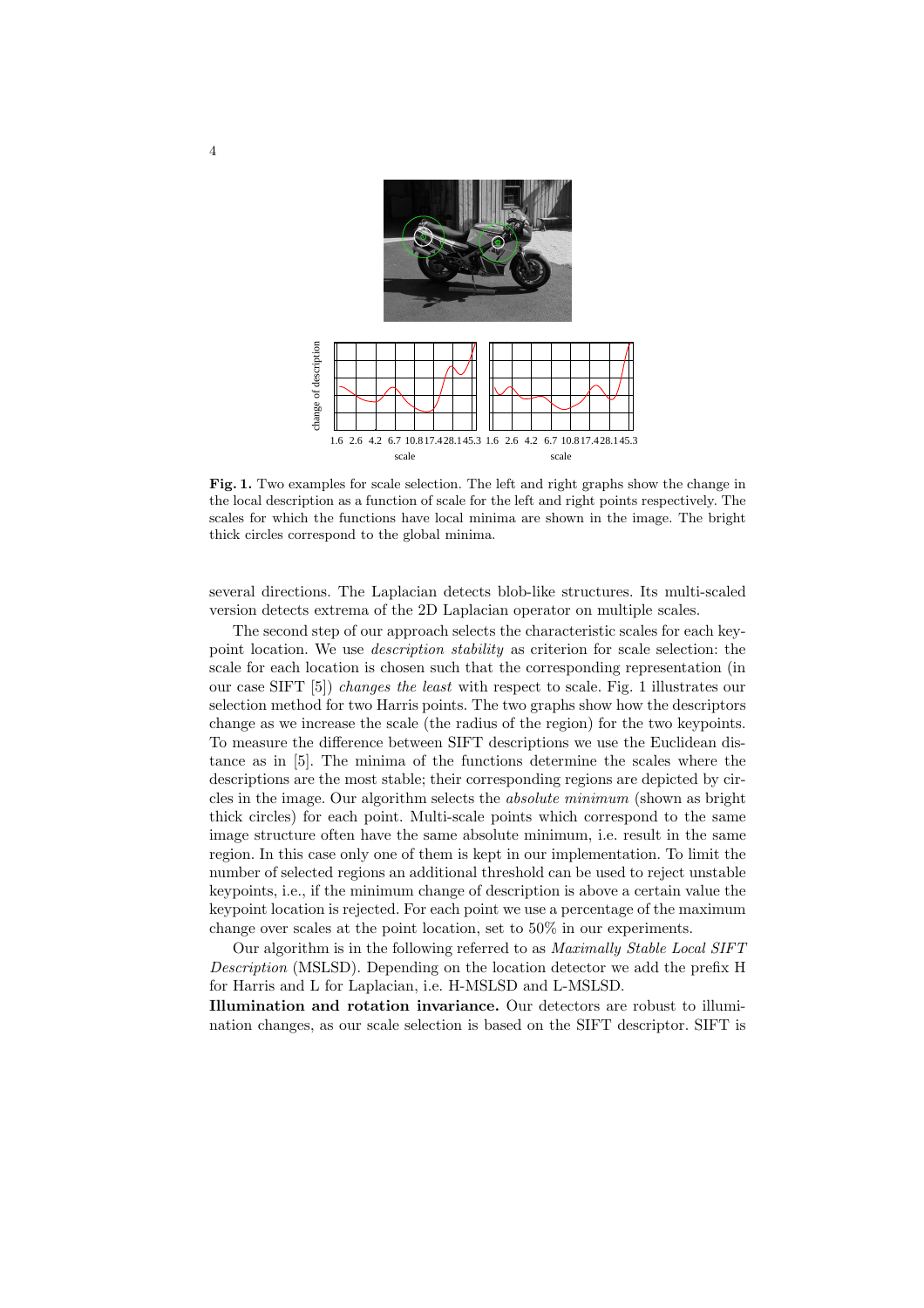**Fig. 1.** Two examples for scale selection. The left and right graphs show the change in the local description as a function of scale for the left and right points respectively. The scales for which the functions have local minima are shown in the image. The bright thick circles correspond to the global minima.

several directions. The Laplacian detects blob-like structures. Its multi-scaled version detects extrema of the 2D Laplacian operator on multiple scales.

The second step of our approach selects the characteristic scales for each keypoint location. We use *description stability* as criterion for scale selection: the scale for each location is chosen such that the corresponding representation (in our case SIFT [5]) *changes the least* with respect to scale. Fig. 1 illustrates our selection method for two Harris points. The two graphs show how the descriptors change as we increase the scale (the radius of the region) for the two keypoints. To measure the difference between SIFT descriptions we use the Euclidean distance as in [5]. The minima of the functions determine the scales where the descriptions are the most stable; their corresponding regions are depicted by circles in the image. Our algorithm selects the *absolute minimum* (shown as bright thick circles) for each point. Multi-scale points which correspond to the same image structure often have the same absolute minimum, i.e. result in the same region. In this case only one of them is kept in our implementation. To limit the number of selected regions an additional threshold can be used to reject unstable keypoints, i.e., if the minimum change of description is above a certain value the keypoint location is rejected. For each point we use a percentage of the maximum change over scales at the point location, set to 50% in our experiments.

Our algorithm is in the following referred to as *Maximally Stable Local SIFT Description* (MSLSD). Depending on the location detector we add the prefix H for Harris and L for Laplacian, i.e. H-MSLSD and L-MSLSD.

**Illumination and rotation invariance.** Our detectors are robust to illumination changes, as our scale selection is based on the SIFT descriptor. SIFT is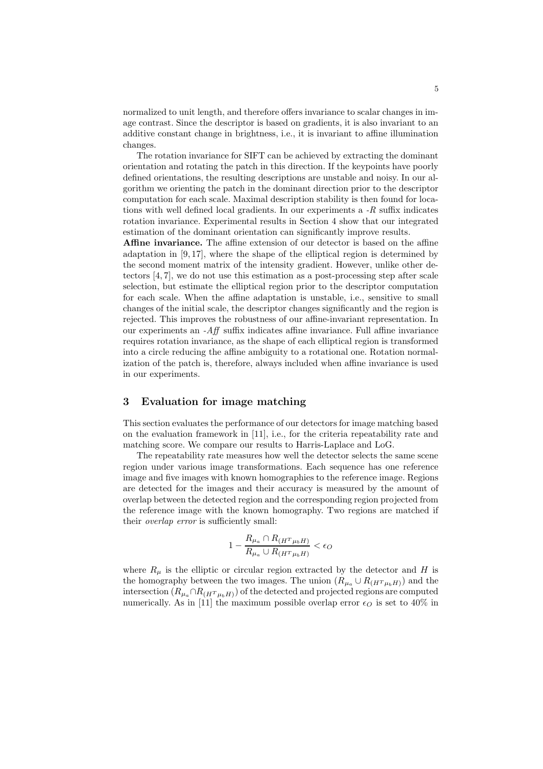normalized to unit length, and therefore offers invariance to scalar changes in image contrast. Since the descriptor is based on gradients, it is also invariant to an additive constant change in brightness, i.e., it is invariant to affine illumination changes.

The rotation invariance for SIFT can be achieved by extracting the dominant orientation and rotating the patch in this direction. If the keypoints have poorly defined orientations, the resulting descriptions are unstable and noisy. In our algorithm we orienting the patch in the dominant direction prior to the descriptor computation for each scale. Maximal description stability is then found for locations with well defined local gradients. In our experiments a *-R* suffix indicates rotation invariance. Experimental results in Section 4 show that our integrated estimation of the dominant orientation can significantly improve results.

**Affine invariance.** The affine extension of our detector is based on the affine adaptation in [9, 17], where the shape of the elliptical region is determined by the second moment matrix of the intensity gradient. However, unlike other detectors [4, 7], we do not use this estimation as a post-processing step after scale selection, but estimate the elliptical region prior to the descriptor computation for each scale. When the affine adaptation is unstable, i.e., sensitive to small changes of the initial scale, the descriptor changes significantly and the region is rejected. This improves the robustness of our affine-invariant representation. In our experiments an *-Aff* suffix indicates affine invariance. Full affine invariance requires rotation invariance, as the shape of each elliptical region is transformed into a circle reducing the affine ambiguity to a rotational one. Rotation normalization of the patch is, therefore, always included when affine invariance is used in our experiments.

## 3 Evaluation for image matching

This section evaluates the performance of our detectors for image matching based on the evaluation framework in [11], i.e., for the criteria repeatability rate and matching score. We compare our results to Harris-Laplace and LoG.

The repeatability rate measures how well the detector selects the same scene region under various image transformations. Each sequence has one reference image and five images with known homographies to the reference image. Regions are detected for the images and their accuracy is measured by the amount of overlap between the detected region and the corresponding region projected from the reference image with the known homography. Two regions are matched if their *overlap error* is sufficiently small:

$$1 - \frac{R_{\mu_a} \cap R_{(H^T \mu_b H)}}{R_{\mu_a} \cup R_{(H^T \mu_b H)}} < \epsilon_O$$

where $R_\mu$ is the elliptic or circular region extracted by the detector and $H$ is the homography between the two images. The union $(R_{\mu_a} \cup R_{(H^T \mu_b H)})$ and the intersection $(R_{\mu_a} \cap R_{(H^T \mu_b H)})$ of the detected and projected regions are computed numerically. As in [11] the maximum possible overlap error $\epsilon_O$ is set to 40% in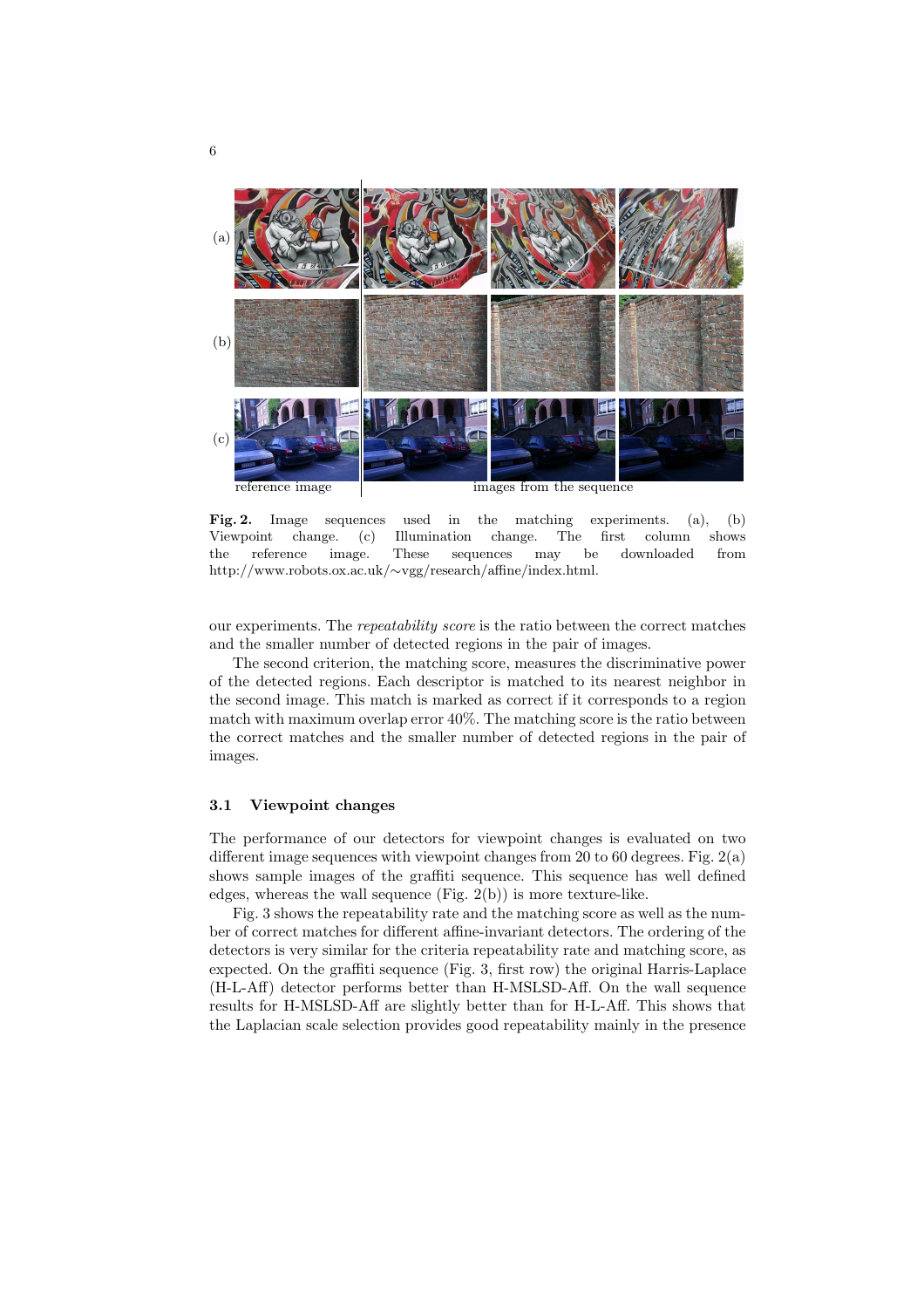**Fig. 2.** Image sequences used in the matching experiments. (a), (b) Viewpoint change. (c) Illumination change. The first column shows the reference image. These sequences may be downloaded from http://www.robots.ox.ac.uk/∼vgg/research/affine/index.html.

our experiments. The *repeatability score* is the ratio between the correct matches and the smaller number of detected regions in the pair of images.

The second criterion, the matching score, measures the discriminative power of the detected regions. Each descriptor is matched to its nearest neighbor in the second image. This match is marked as correct if it corresponds to a region match with maximum overlap error 40%. The matching score is the ratio between the correct matches and the smaller number of detected regions in the pair of images.

### 3.1 Viewpoint changes

The performance of our detectors for viewpoint changes is evaluated on two different image sequences with viewpoint changes from 20 to 60 degrees. Fig. 2(a) shows sample images of the graffiti sequence. This sequence has well defined edges, whereas the wall sequence (Fig. 2(b)) is more texture-like.

Fig. 3 shows the repeatability rate and the matching score as well as the number of correct matches for different affine-invariant detectors. The ordering of the detectors is very similar for the criteria repeatability rate and matching score, as expected. On the graffiti sequence (Fig. 3, first row) the original Harris-Laplace (H-L-Aff) detector performs better than H-MSLSD-Aff. On the wall sequence results for H-MSLSD-Aff are slightly better than for H-L-Aff. This shows that the Laplacian scale selection provides good repeatability mainly in the presence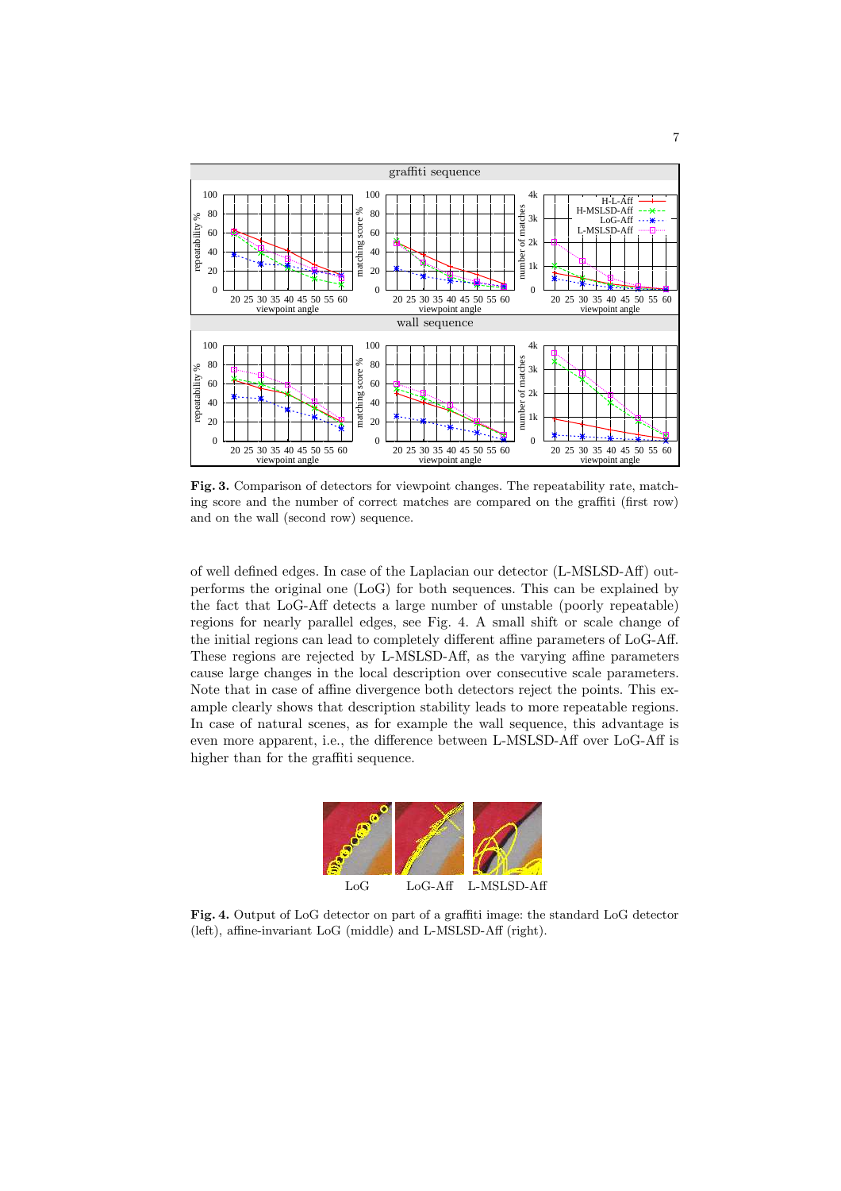**Fig. 3.** Comparison of detectors for viewpoint changes. The repeatability rate, matching score and the number of correct matches are compared on the graffiti (first row) and on the wall (second row) sequence.

of well defined edges. In case of the Laplacian our detector (L-MSLSD-Aff) outperforms the original one (LoG) for both sequences. This can be explained by the fact that LoG-Aff detects a large number of unstable (poorly repeatable) regions for nearly parallel edges, see Fig. 4. A small shift or scale change of the initial regions can lead to completely different affine parameters of LoG-Aff. These regions are rejected by L-MSLSD-Aff, as the varying affine parameters cause large changes in the local description over consecutive scale parameters. Note that in case of affine divergence both detectors reject the points. This example clearly shows that description stability leads to more repeatable regions. In case of natural scenes, as for example the wall sequence, this advantage is even more apparent, i.e., the difference between L-MSLSD-Aff over LoG-Aff is higher than for the graffiti sequence.

LoG LoG-Aff L-MSLSD-Aff

**Fig. 4.** Output of LoG detector on part of a graffiti image: the standard LoG detector (left), affine-invariant LoG (middle) and L-MSLSD-Aff (right).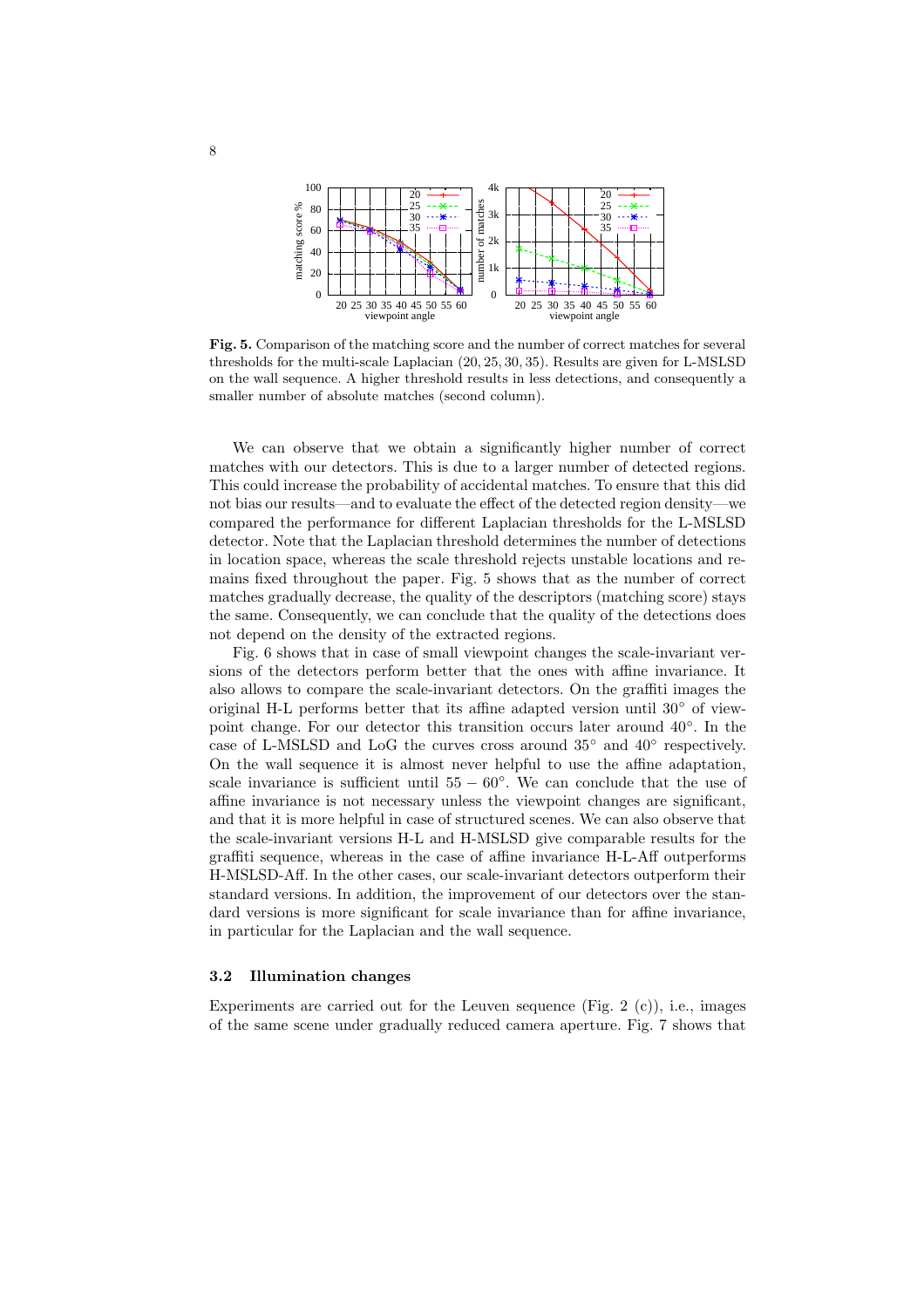**Fig. 5.** Comparison of the matching score and the number of correct matches for several thresholds for the multi-scale Laplacian (20, 25, 30, 35). Results are given for L-MSLSD on the wall sequence. A higher threshold results in less detections, and consequently a smaller number of absolute matches (second column).

We can observe that we obtain a significantly higher number of correct matches with our detectors. This is due to a larger number of detected regions. This could increase the probability of accidental matches. To ensure that this did not bias our results—and to evaluate the effect of the detected region density—we compared the performance for different Laplacian thresholds for the L-MSLSD detector. Note that the Laplacian threshold determines the number of detections in location space, whereas the scale threshold rejects unstable locations and remains fixed throughout the paper. Fig. 5 shows that as the number of correct matches gradually decrease, the quality of the descriptors (matching score) stays the same. Consequently, we can conclude that the quality of the detections does not depend on the density of the extracted regions.

Fig. 6 shows that in case of small viewpoint changes the scale-invariant versions of the detectors perform better that the ones with affine invariance. It also allows to compare the scale-invariant detectors. On the graffiti images the original H-L performs better that its affine adapted version until $30°$ of viewpoint change. For our detector this transition occurs later around $40°$. In the case of L-MSLSD and LoG the curves cross around $35°$ and $40°$ respectively. On the wall sequence it is almost never helpful to use the affine adaptation, scale invariance is sufficient until $55 - 60°$. We can conclude that the use of affine invariance is not necessary unless the viewpoint changes are significant, and that it is more helpful in case of structured scenes. We can also observe that the scale-invariant versions H-L and H-MSLSD give comparable results for the graffiti sequence, whereas in the case of affine invariance H-L-Aff outperforms H-MSLSD-Aff. In the other cases, our scale-invariant detectors outperform their standard versions. In addition, the improvement of our detectors over the standard versions is more significant for scale invariance than for affine invariance, in particular for the Laplacian and the wall sequence.

### 3.2 Illumination changes

Experiments are carried out for the Leuven sequence (Fig. 2 (c)), i.e., images of the same scene under gradually reduced camera aperture. Fig. 7 shows that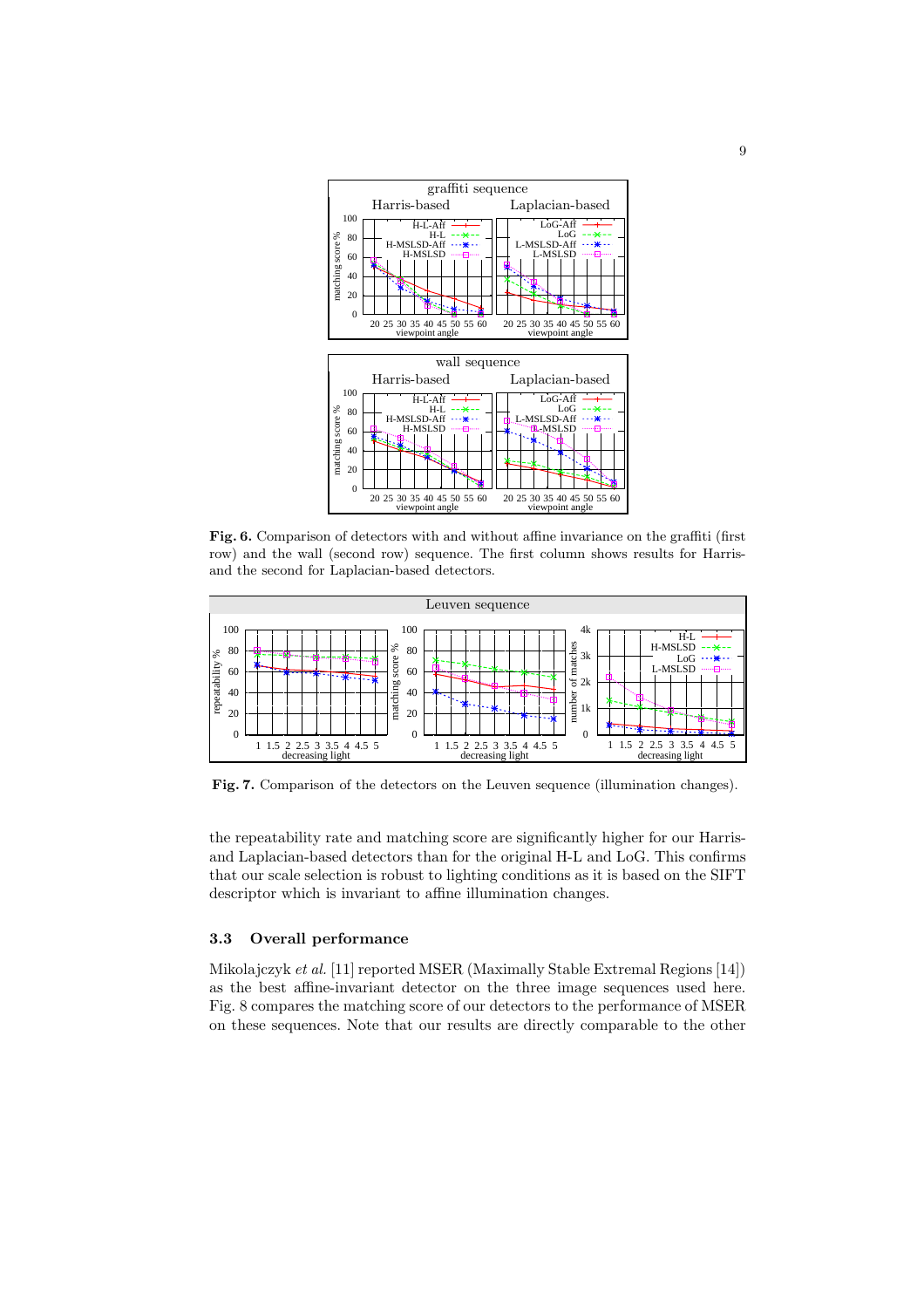**Fig. 6.** Comparison of detectors with and without affine invariance on the graffiti (first row) and the wall (second row) sequence. The first column shows results for Harris- and the second for Laplacian-based detectors.

**Fig. 7.** Comparison of the detectors on the Leuven sequence (illumination changes).

the repeatability rate and matching score are significantly higher for our Harris- and Laplacian-based detectors than for the original H-L and LoG. This confirms that our scale selection is robust to lighting conditions as it is based on the SIFT descriptor which is invariant to affine illumination changes.

### 3.3 Overall performance

Mikolajczyk *et al.* [11] reported MSER (Maximally Stable Extremal Regions [14]) as the best affine-invariant detector on the three image sequences used here. Fig. 8 compares the matching score of our detectors to the performance of MSER on these sequences. Note that our results are directly comparable to the other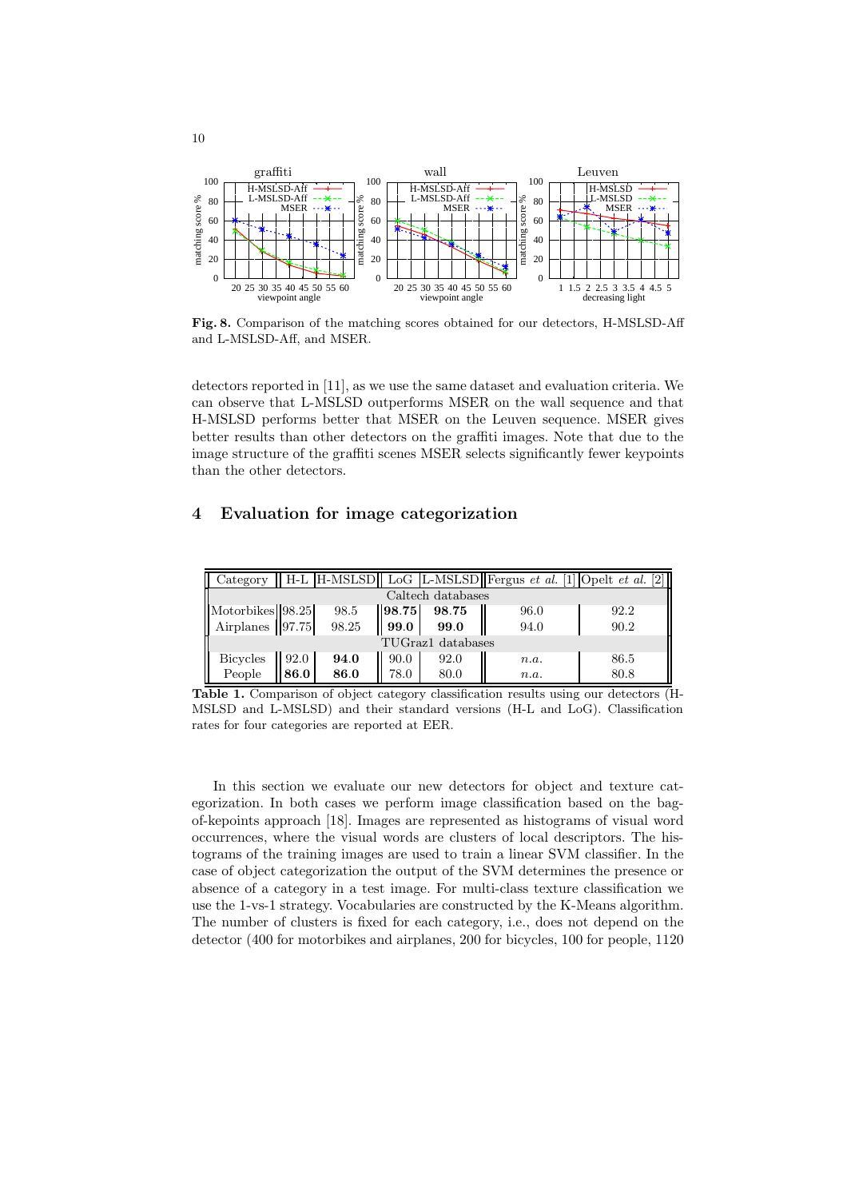Fig. 8. Comparison of the matching scores obtained for our detectors, H-MSLSD-Aff and L-MSLSD-Aff, and MSER.

detectors reported in [11], as we use the same dataset and evaluation criteria. We can observe that L-MSLSD outperforms MSER on the wall sequence and that H-MSLSD performs better that MSER on the Leuven sequence. MSER gives better results than other detectors on the graffiti images. Note that due to the image structure of the graffiti scenes MSER selects significantly fewer keypoints than the other detectors.

## 4 Evaluation for image categorization

| Category | H-L | H-MSLSD | LoG | L-MSLSD | Fergus *et al.* [1] | Opelt *et al.* [2] |
|---|---|---|---|---|---|---|
| Caltech databases | | | | | | |
| Motorbikes | 98.25 | 98.5 | **98.75** | **98.75** | 96.0 | 92.2 |
| Airplanes | 97.75 | 98.25 | **99.0** | **99.0** | 94.0 | 90.2 |
| TUGraz1 databases | | | | | | |
| Bicycles | 92.0 | **94.0** | 90.0 | 92.0 | *n.a.* | 86.5 |
| People | **86.0** | **86.0** | 78.0 | 80.0 | *n.a.* | 80.8 |

**Table 1.** Comparison of object category classification results using our detectors (H-MSLSD and L-MSLSD) and their standard versions (H-L and LoG). Classification rates for four categories are reported at EER.

In this section we evaluate our new detectors for object and texture categorization. In both cases we perform image classification based on the bag-of-kepoints approach [18]. Images are represented as histograms of visual word occurrences, where the visual words are clusters of local descriptors. The histograms of the training images are used to train a linear SVM classifier. In the case of object categorization the output of the SVM determines the presence or absence of a category in a test image. For multi-class texture classification we use the 1-vs-1 strategy. Vocabularies are constructed by the K-Means algorithm. The number of clusters is fixed for each category, i.e., does not depend on the detector (400 for motorbikes and airplanes, 200 for bicycles, 100 for people, 1120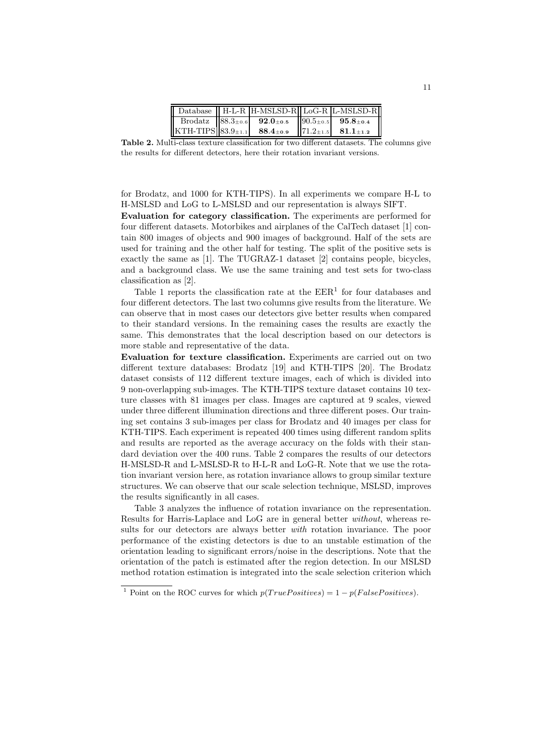| Database | H-L-R | H-MSLSD-R | LoG-R | L-MSLSD-R |
|---|---|---|---|---|
| Brodatz | $88.3_{\pm 0.6}$ | $\mathbf{92.0}_{\pm \mathbf{0.5}}$ | $90.5_{\pm 0.5}$ | $\mathbf{95.8}_{\pm \mathbf{0.4}}$ |
| KTH-TIPS | $83.9_{\pm 1.1}$ | $\mathbf{88.4}_{\pm \mathbf{0.9}}$ | $71.2_{\pm 1.5}$ | $\mathbf{81.1}_{\pm \mathbf{1.2}}$ |

**Table 2.** Multi-class texture classification for two different datasets. The columns give the results for different detectors, here their rotation invariant versions.

for Brodatz, and 1000 for KTH-TIPS). In all experiments we compare H-L to H-MSLSD and LoG to L-MSLSD and our representation is always SIFT.

**Evaluation for category classification.** The experiments are performed for four different datasets. Motorbikes and airplanes of the CalTech dataset [1] contain 800 images of objects and 900 images of background. Half of the sets are used for training and the other half for testing. The split of the positive sets is exactly the same as [1]. The TUGRAZ-1 dataset [2] contains people, bicycles, and a background class. We use the same training and test sets for two-class classification as [2].

Table 1 reports the classification rate at the EER[1] for four databases and four different detectors. The last two columns give results from the literature. We can observe that in most cases our detectors give better results when compared to their standard versions. In the remaining cases the results are exactly the same. This demonstrates that the local description based on our detectors is more stable and representative of the data.

**Evaluation for texture classification.** Experiments are carried out on two different texture databases: Brodatz [19] and KTH-TIPS [20]. The Brodatz dataset consists of 112 different texture images, each of which is divided into 9 non-overlapping sub-images. The KTH-TIPS texture dataset contains 10 texture classes with 81 images per class. Images are captured at 9 scales, viewed under three different illumination directions and three different poses. Our training set contains 3 sub-images per class for Brodatz and 40 images per class for KTH-TIPS. Each experiment is repeated 400 times using different random splits and results are reported as the average accuracy on the folds with their standard deviation over the 400 runs. Table 2 compares the results of our detectors H-MSLSD-R and L-MSLSD-R to H-L-R and LoG-R. Note that we use the rotation invariant version here, as rotation invariance allows to group similar texture structures. We can observe that our scale selection technique, MSLSD, improves the results significantly in all cases.

Table 3 analyzes the influence of rotation invariance on the representation. Results for Harris-Laplace and LoG are in general better *without*, whereas results for our detectors are always better *with* rotation invariance. The poor performance of the existing detectors is due to an unstable estimation of the orientation leading to significant errors/noise in the descriptions. Note that the orientation of the patch is estimated after the region detection. In our MSLSD method rotation estimation is integrated into the scale selection criterion which

[1] Point on the ROC curves for which $p(TruePositives) = 1 - p(FalsePositives)$.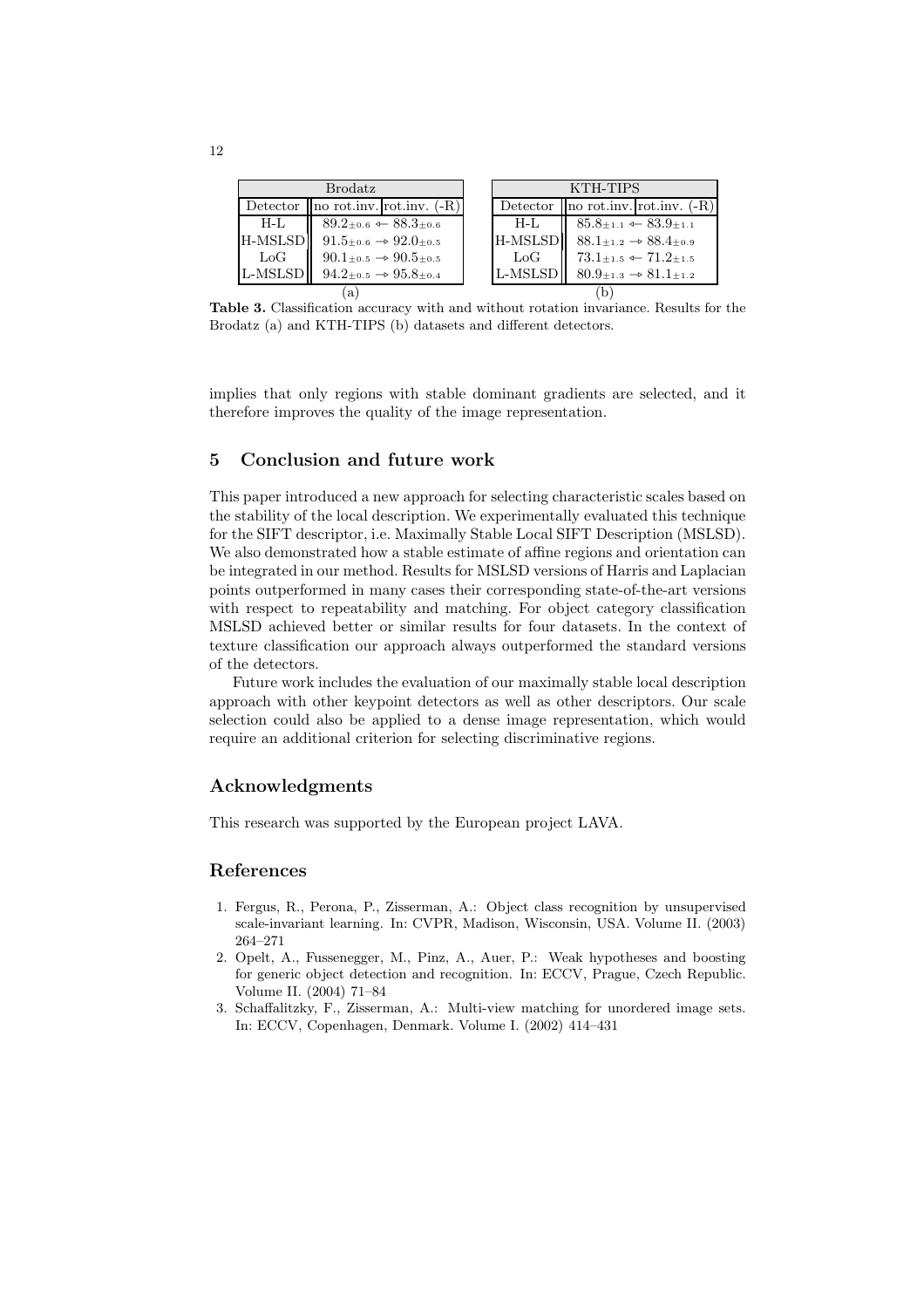| Brodatz | | |
|---|---|---|
| Detector | no rot.inv. | rot.inv. (-R) |
| H-L | $89.2_{\pm 0.6}$ ← | $88.3_{\pm 0.6}$ |
| H-MSLSD | $91.5_{\pm 0.6}$ → | $92.0_{\pm 0.5}$ |
| LoG | $90.1_{\pm 0.5}$ → | $90.5_{\pm 0.5}$ |
| L-MSLSD | $94.2_{\pm 0.5}$ → | $95.8_{\pm 0.4}$ |

(a)

| KTH-TIPS | | |
|---|---|---|
| Detector | no rot.inv. | rot.inv. (-R) |
| H-L | $85.8_{\pm 1.1}$ ← | $83.9_{\pm 1.1}$ |
| H-MSLSD | $88.1_{\pm 1.2}$ → | $88.4_{\pm 0.9}$ |
| LoG | $73.1_{\pm 1.5}$ ← | $71.2_{\pm 1.5}$ |
| L-MSLSD | $80.9_{\pm 1.3}$ → | $81.1_{\pm 1.2}$ |

(b)

**Table 3.** Classification accuracy with and without rotation invariance. Results for the Brodatz (a) and KTH-TIPS (b) datasets and different detectors.

implies that only regions with stable dominant gradients are selected, and it therefore improves the quality of the image representation.

## 5 Conclusion and future work

This paper introduced a new approach for selecting characteristic scales based on the stability of the local description. We experimentally evaluated this technique for the SIFT descriptor, i.e. Maximally Stable Local SIFT Description (MSLSD). We also demonstrated how a stable estimate of affine regions and orientation can be integrated in our method. Results for MSLSD versions of Harris and Laplacian points outperformed in many cases their corresponding state-of-the-art versions with respect to repeatability and matching. For object category classification MSLSD achieved better or similar results for four datasets. In the context of texture classification our approach always outperformed the standard versions of the detectors.

Future work includes the evaluation of our maximally stable local description approach with other keypoint detectors as well as other descriptors. Our scale selection could also be applied to a dense image representation, which would require an additional criterion for selecting discriminative regions.

## Acknowledgments

This research was supported by the European project LAVA.

## References

1. Fergus, R., Perona, P., Zisserman, A.: Object class recognition by unsupervised scale-invariant learning. In: CVPR, Madison, Wisconsin, USA. Volume II. (2003) 264–271
2. Opelt, A., Fussenegger, M., Pinz, A., Auer, P.: Weak hypotheses and boosting for generic object detection and recognition. In: ECCV, Prague, Czech Republic. Volume II. (2004) 71–84
3. Schaffalitzky, F., Zisserman, A.: Multi-view matching for unordered image sets. In: ECCV, Copenhagen, Denmark. Volume I. (2002) 414–431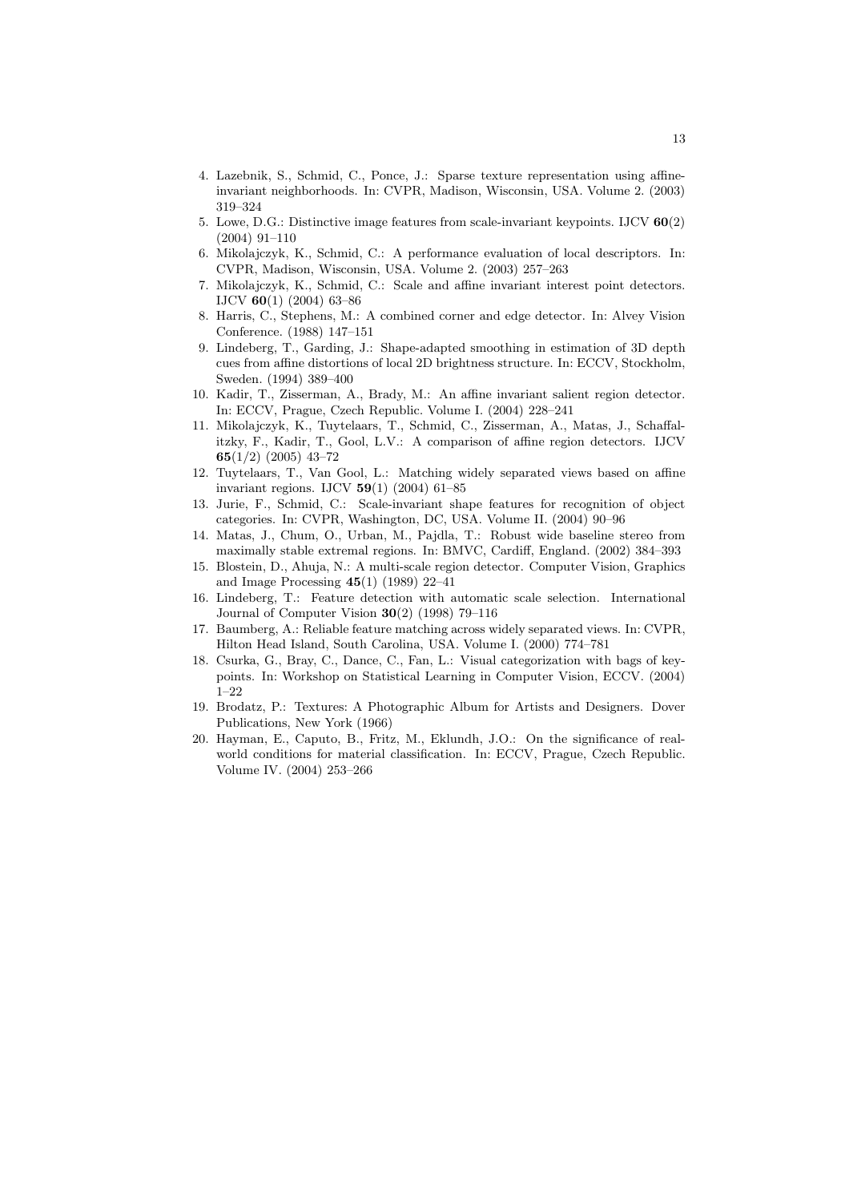4. Lazebnik, S., Schmid, C., Ponce, J.: Sparse texture representation using affine-invariant neighborhoods. In: CVPR, Madison, Wisconsin, USA. Volume 2. (2003) 319–324
5. Lowe, D.G.: Distinctive image features from scale-invariant keypoints. IJCV **60**(2) (2004) 91–110
6. Mikolajczyk, K., Schmid, C.: A performance evaluation of local descriptors. In: CVPR, Madison, Wisconsin, USA. Volume 2. (2003) 257–263
7. Mikolajczyk, K., Schmid, C.: Scale and affine invariant interest point detectors. IJCV **60**(1) (2004) 63–86
8. Harris, C., Stephens, M.: A combined corner and edge detector. In: Alvey Vision Conference. (1988) 147–151
9. Lindeberg, T., Garding, J.: Shape-adapted smoothing in estimation of 3D depth cues from affine distortions of local 2D brightness structure. In: ECCV, Stockholm, Sweden. (1994) 389–400
10. Kadir, T., Zisserman, A., Brady, M.: An affine invariant salient region detector. In: ECCV, Prague, Czech Republic. Volume I. (2004) 228–241
11. Mikolajczyk, K., Tuytelaars, T., Schmid, C., Zisserman, A., Matas, J., Schaffalitzky, F., Kadir, T., Gool, L.V.: A comparison of affine region detectors. IJCV **65**(1/2) (2005) 43–72
12. Tuytelaars, T., Van Gool, L.: Matching widely separated views based on affine invariant regions. IJCV **59**(1) (2004) 61–85
13. Jurie, F., Schmid, C.: Scale-invariant shape features for recognition of object categories. In: CVPR, Washington, DC, USA. Volume II. (2004) 90–96
14. Matas, J., Chum, O., Urban, M., Pajdla, T.: Robust wide baseline stereo from maximally stable extremal regions. In: BMVC, Cardiff, England. (2002) 384–393
15. Blostein, D., Ahuja, N.: A multi-scale region detector. Computer Vision, Graphics and Image Processing **45**(1) (1989) 22–41
16. Lindeberg, T.: Feature detection with automatic scale selection. International Journal of Computer Vision **30**(2) (1998) 79–116
17. Baumberg, A.: Reliable feature matching across widely separated views. In: CVPR, Hilton Head Island, South Carolina, USA. Volume I. (2000) 774–781
18. Csurka, G., Bray, C., Dance, C., Fan, L.: Visual categorization with bags of keypoints. In: Workshop on Statistical Learning in Computer Vision, ECCV. (2004) 1–22
19. Brodatz, P.: Textures: A Photographic Album for Artists and Designers. Dover Publications, New York (1966)
20. Hayman, E., Caputo, B., Fritz, M., Eklundh, J.O.: On the significance of real-world conditions for material classification. In: ECCV, Prague, Czech Republic. Volume IV. (2004) 253–266